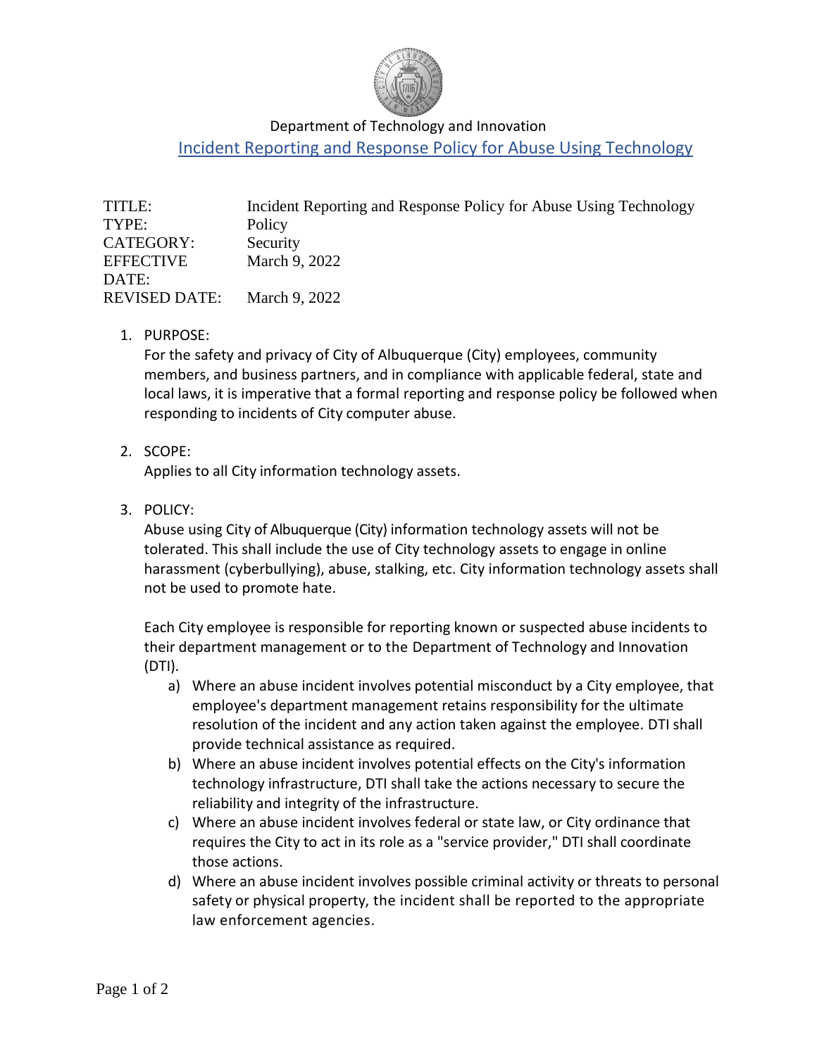Department of Technology and Innovation

# Incident Reporting and Response Policy for Abuse Using Technology

| | |
|---|---|
| TITLE: | Incident Reporting and Response Policy for Abuse Using Technology |
| TYPE: | Policy |
| CATEGORY: | Security |
| EFFECTIVE DATE: | March 9, 2022 |
| REVISED DATE: | March 9, 2022 |

1. PURPOSE:
   For the safety and privacy of City of Albuquerque (City) employees, community members, and business partners, and in compliance with applicable federal, state and local laws, it is imperative that a formal reporting and response policy be followed when responding to incidents of City computer abuse.

2. SCOPE:
   Applies to all City information technology assets.

3. POLICY:
   Abuse using City of Albuquerque (City) information technology assets will not be tolerated. This shall include the use of City technology assets to engage in online harassment (cyberbullying), abuse, stalking, etc. City information technology assets shall not be used to promote hate.

   Each City employee is responsible for reporting known or suspected abuse incidents to their department management or to the Department of Technology and Innovation (DTI).

   a) Where an abuse incident involves potential misconduct by a City employee, that employee's department management retains responsibility for the ultimate resolution of the incident and any action taken against the employee. DTI shall provide technical assistance as required.
   b) Where an abuse incident involves potential effects on the City's information technology infrastructure, DTI shall take the actions necessary to secure the reliability and integrity of the infrastructure.
   c) Where an abuse incident involves federal or state law, or City ordinance that requires the City to act in its role as a "service provider," DTI shall coordinate those actions.
   d) Where an abuse incident involves possible criminal activity or threats to personal safety or physical property, the incident shall be reported to the appropriate law enforcement agencies.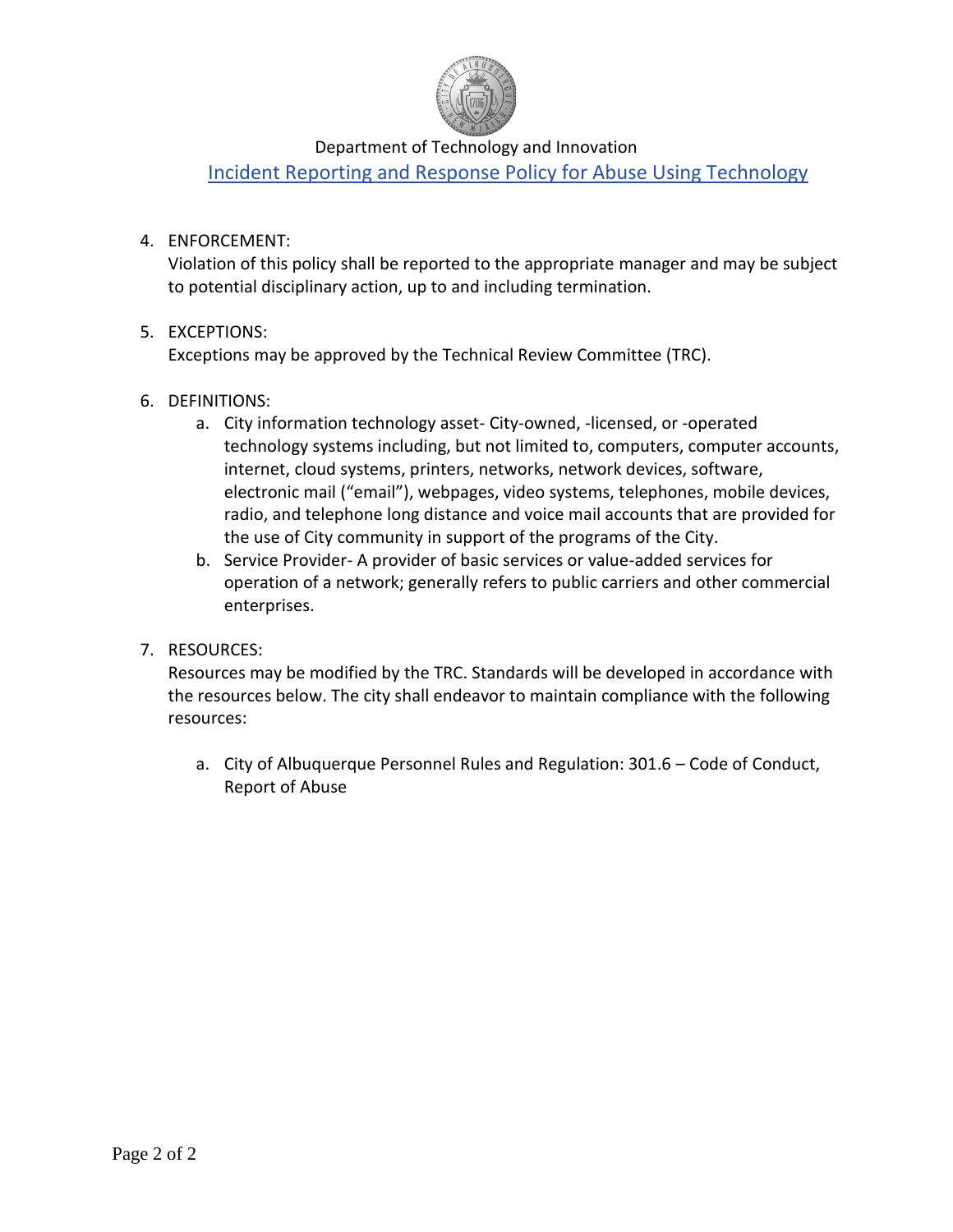Department of Technology and Innovation

Incident Reporting and Response Policy for Abuse Using Technology

4. ENFORCEMENT:
   Violation of this policy shall be reported to the appropriate manager and may be subject to potential disciplinary action, up to and including termination.

5. EXCEPTIONS:
   Exceptions may be approved by the Technical Review Committee (TRC).

6. DEFINITIONS:
   a. City information technology asset- City-owned, -licensed, or -operated technology systems including, but not limited to, computers, computer accounts, internet, cloud systems, printers, networks, network devices, software, electronic mail ("email"), webpages, video systems, telephones, mobile devices, radio, and telephone long distance and voice mail accounts that are provided for the use of City community in support of the programs of the City.
   b. Service Provider- A provider of basic services or value-added services for operation of a network; generally refers to public carriers and other commercial enterprises.

7. RESOURCES:
   Resources may be modified by the TRC. Standards will be developed in accordance with the resources below. The city shall endeavor to maintain compliance with the following resources:

   a. City of Albuquerque Personnel Rules and Regulation: 301.6 – Code of Conduct, Report of Abuse